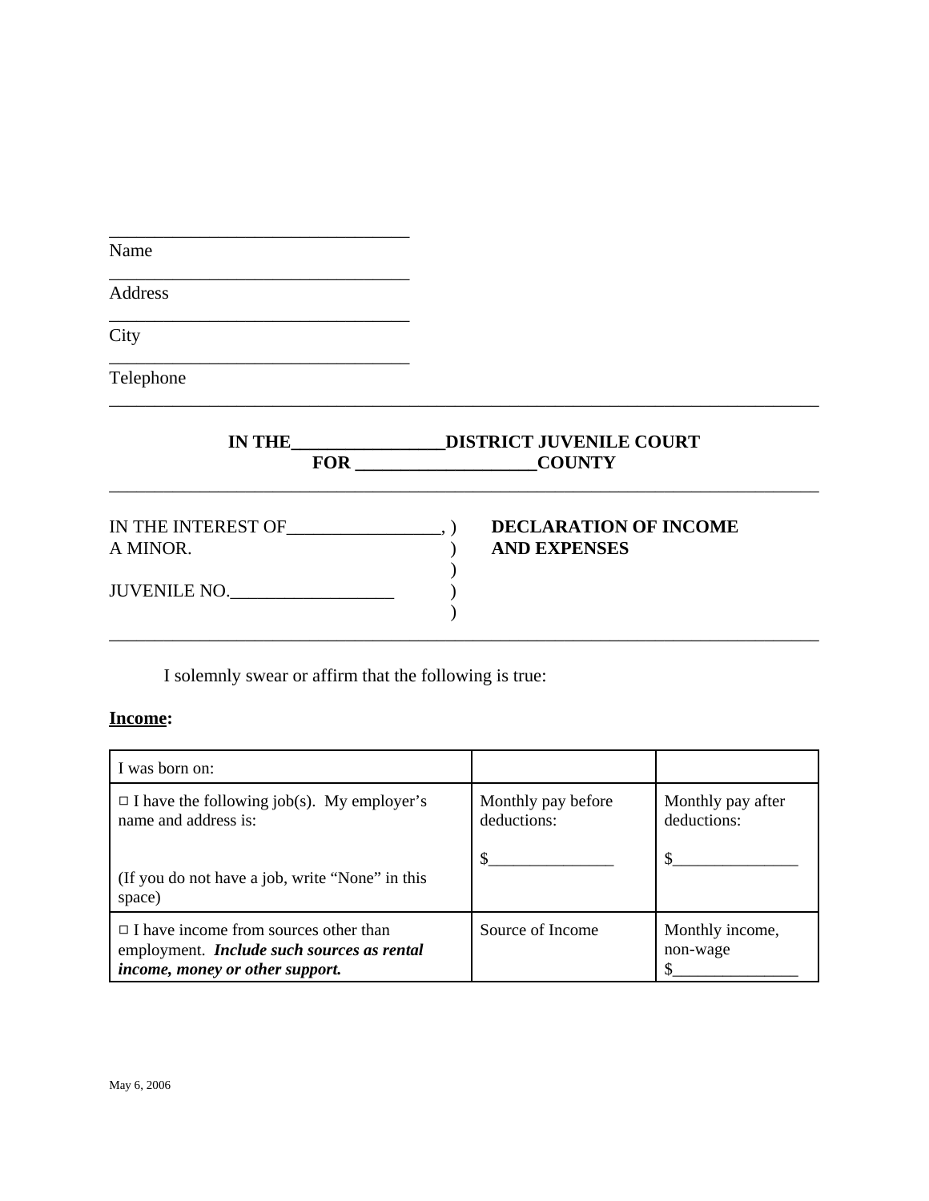\_\_\_\_\_\_\_\_\_\_\_\_\_\_\_\_\_\_\_\_\_\_\_\_\_\_\_\_\_\_\_\_\_\_
Name

\_\_\_\_\_\_\_\_\_\_\_\_\_\_\_\_\_\_\_\_\_\_\_\_\_\_\_\_\_\_\_\_\_\_
Address

\_\_\_\_\_\_\_\_\_\_\_\_\_\_\_\_\_\_\_\_\_\_\_\_\_\_\_\_\_\_\_\_\_\_
City

\_\_\_\_\_\_\_\_\_\_\_\_\_\_\_\_\_\_\_\_\_\_\_\_\_\_\_\_\_\_\_\_\_\_
Telephone

---

**IN THE\_\_\_\_\_\_\_\_\_\_\_\_\_\_\_\_\_DISTRICT JUVENILE COURT**
**FOR \_\_\_\_\_\_\_\_\_\_\_\_\_\_\_\_\_\_\_\_COUNTY**

---

IN THE INTEREST OF\_\_\_\_\_\_\_\_\_\_\_\_\_\_\_\_\_, )
A MINOR. )
)
JUVENILE NO.\_\_\_\_\_\_\_\_\_\_\_\_\_\_\_\_\_\_ )
)

**DECLARATION OF INCOME AND EXPENSES**

---

I solemnly swear or affirm that the following is true:

**Income:**

| I was born on: | | |
|---|---|---|
| □ I have the following job(s). My employer's name and address is:<br><br>(If you do not have a job, write "None" in this space) | Monthly pay before deductions:<br><br>$\_\_\_\_\_\_\_\_\_\_\_\_\_\_\_ | Monthly pay after deductions:<br><br>$\_\_\_\_\_\_\_\_\_\_\_\_\_\_\_ |
| □ I have income from sources other than employment. ***Include such sources as rental income, money or other support.*** | Source of Income | Monthly income, non-wage<br>$\_\_\_\_\_\_\_\_\_\_\_\_\_\_\_ |

May 6, 2006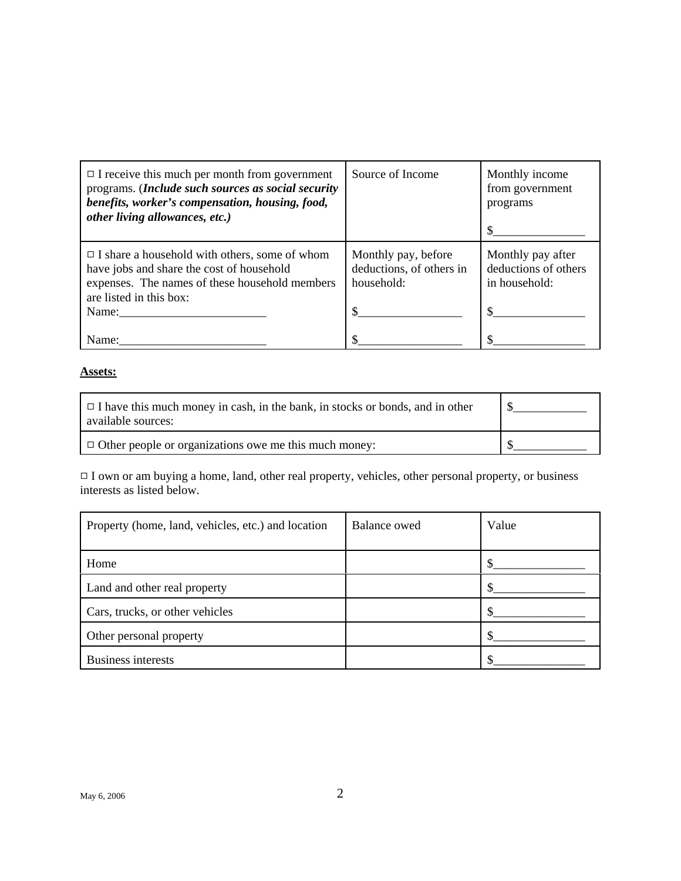| ☐ I receive this much per month from government programs. (***Include such sources as social security benefits, worker's compensation, housing, food, other living allowances, etc.)*** | Source of Income | Monthly income from government programs<br><br>$_______________ |
|---|---|---|
| ☐ I share a household with others, some of whom have jobs and share the cost of household expenses. The names of these household members are listed in this box:<br>Name:________________________<br><br>Name:________________________ | Monthly pay, before deductions, of others in household:<br><br>$_________________<br><br>$_________________ | Monthly pay after deductions of others in household:<br><br>$_______________<br><br>$_______________ |

**Assets:**

| ☐ I have this much money in cash, in the bank, in stocks or bonds, and in other available sources: | $____________ |
|---|---|
| ☐ Other people or organizations owe me this much money: | $____________ |

☐ I own or am buying a home, land, other real property, vehicles, other personal property, or business interests as listed below.

| Property (home, land, vehicles, etc.) and location | Balance owed | Value |
|---|---|---|
| Home | | $_______________ |
| Land and other real property | | $_______________ |
| Cars, trucks, or other vehicles | | $_______________ |
| Other personal property | | $_______________ |
| Business interests | | $_______________ |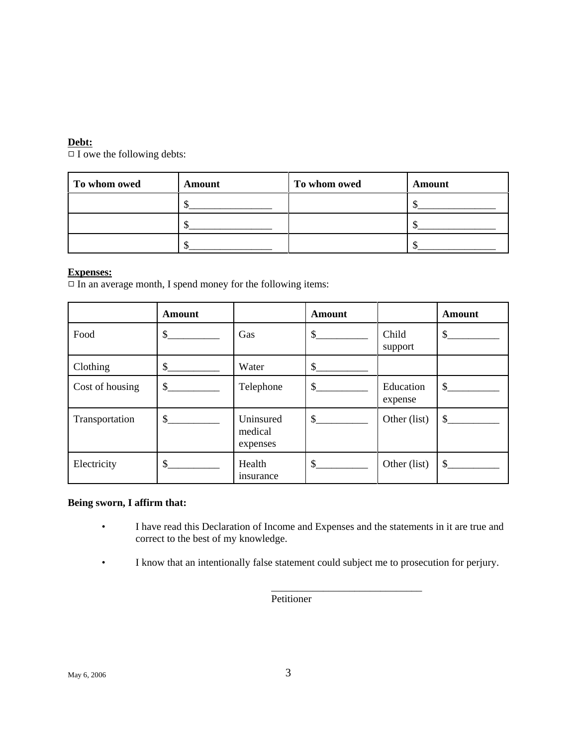**Debt:**

□ I owe the following debts:

| To whom owed | Amount | To whom owed | Amount |
|---|---|---|---|
| | $________________ | | $_______________ |
| | $________________ | | $_______________ |
| | $________________ | | $_______________ |

**Expenses:**

□ In an average month, I spend money for the following items:

| | Amount | | Amount | | Amount |
|---|---|---|---|---|---|
| Food | $__________ | Gas | $__________ | Child support | $__________ |
| Clothing | $__________ | Water | $__________ | | |
| Cost of housing | $__________ | Telephone | $__________ | Education expense | $__________ |
| Transportation | $__________ | Uninsured medical expenses | $__________ | Other (list) | $__________ |
| Electricity | $__________ | Health insurance | $__________ | Other (list) | $__________ |

**Being sworn, I affirm that:**

- I have read this Declaration of Income and Expenses and the statements in it are true and correct to the best of my knowledge.
- I know that an intentionally false statement could subject me to prosecution for perjury.

_____________________________
Petitioner

May 6, 2006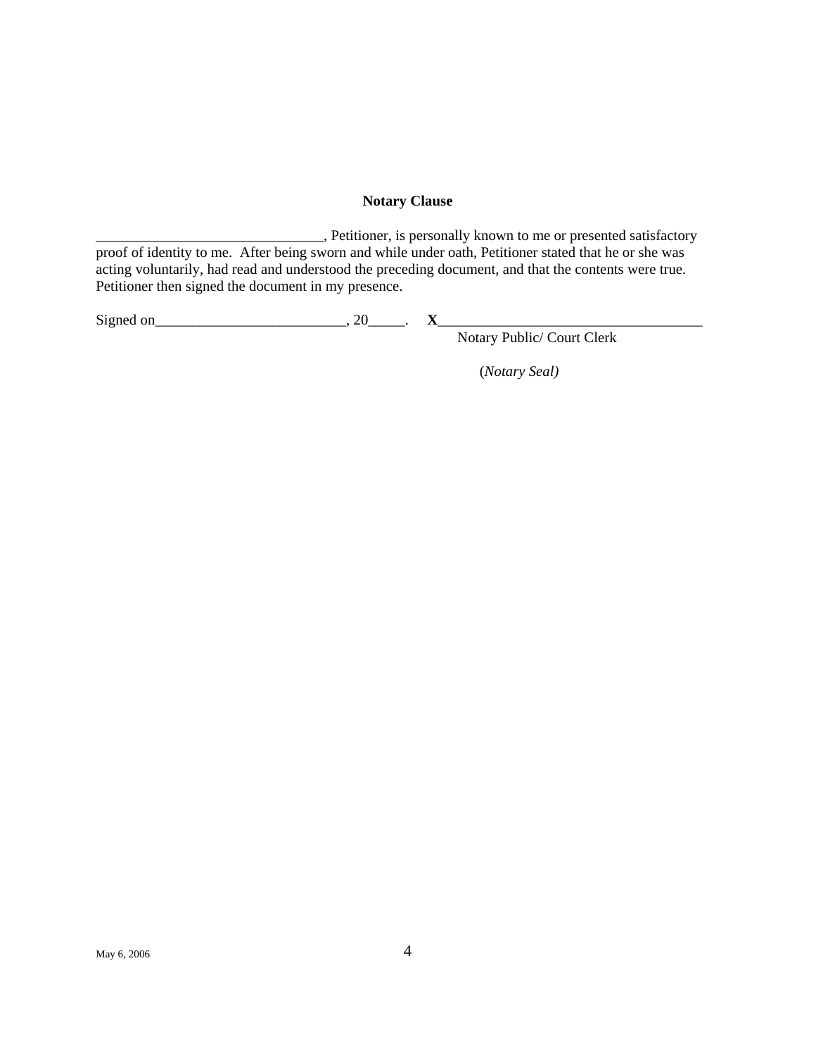**Notary Clause**

_______________________________, Petitioner, is personally known to me or presented satisfactory proof of identity to me. After being sworn and while under oath, Petitioner stated that he or she was acting voluntarily, had read and understood the preceding document, and that the contents were true. Petitioner then signed the document in my presence.

Signed on__________________________, 20_____. **X**_____________________________________
Notary Public/ Court Clerk

(*Notary Seal)*

May 6, 2006